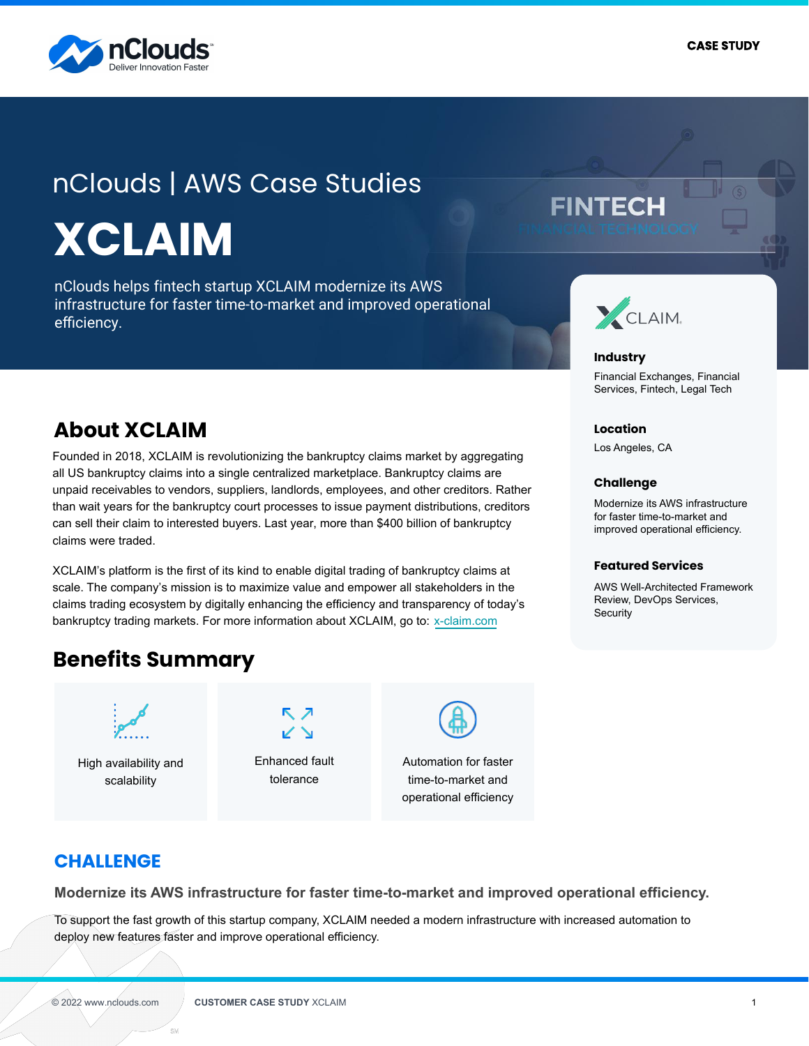nCloud
Deliver Innovation Faster

CASE STUDY

# nCloud | AWS Case Studies

# XCLAIM

nCloud helps fintech startup XCLAIM modernize its AWS infrastructure for faster time-to-market and improved operational efficiency.

FINTECH
FINANCIAL TECHNOLOGY

XCLAIM

**Industry**

Financial Exchanges, Financial Services, Fintech, Legal Tech

**Location**

Los Angeles, CA

**Challenge**

Modernize its AWS infrastructure for faster time-to-market and improved operational efficiency.

**Featured Services**

AWS Well-Architected Framework Review, DevOps Services, Security

## About XCLAIM

Founded in 2018, XCLAIM is revolutionizing the bankruptcy claims market by aggregating all US bankruptcy claims into a single centralized marketplace. Bankruptcy claims are unpaid receivables to vendors, suppliers, landlords, employees, and other creditors. Rather than wait years for the bankruptcy court processes to issue payment distributions, creditors can sell their claim to interested buyers. Last year, more than $400 billion of bankruptcy claims were traded.

XCLAIM's platform is the first of its kind to enable digital trading of bankruptcy claims at scale. The company's mission is to maximize value and empower all stakeholders in the claims trading ecosystem by digitally enhancing the efficiency and transparency of today's bankruptcy trading markets. For more information about XCLAIM, go to: x-claim.com

## Benefits Summary

- High availability and scalability
- Enhanced fault tolerance
- Automation for faster time-to-market and operational efficiency

## CHALLENGE

### Modernize its AWS infrastructure for faster time-to-market and improved operational efficiency.

To support the fast growth of this startup company, XCLAIM needed a modern infrastructure with increased automation to deploy new features faster and improve operational efficiency.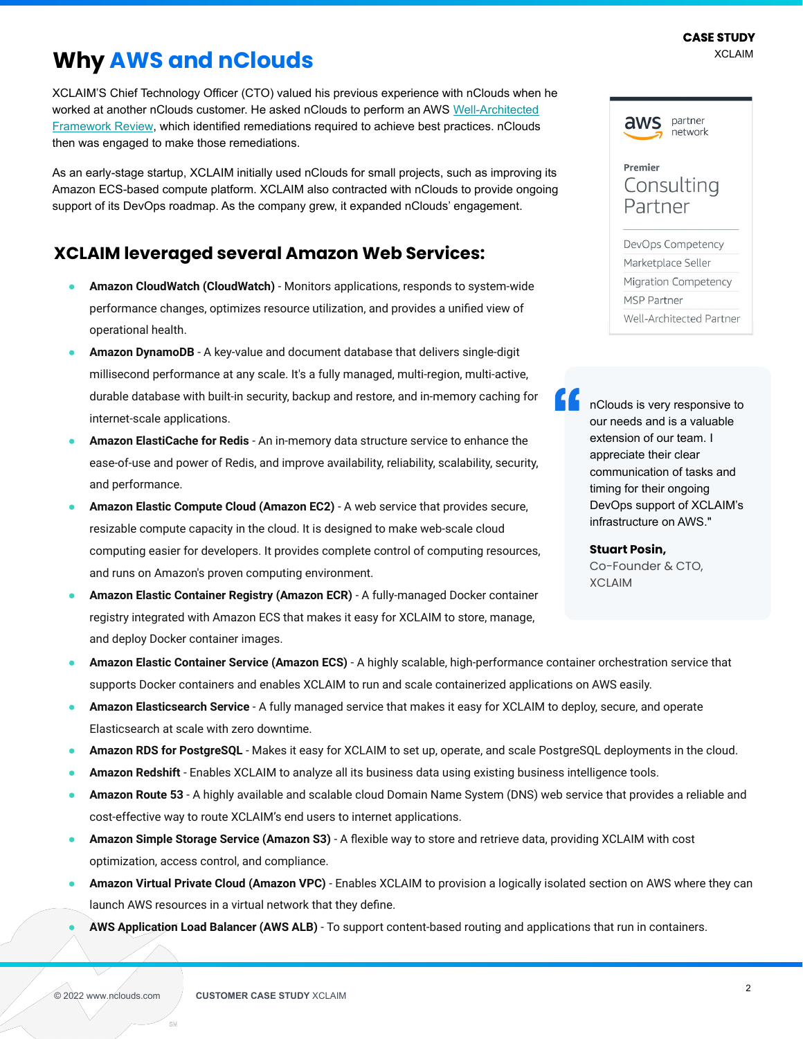## Why AWS and nClouds

XCLAIM'S Chief Technology Officer (CTO) valued his previous experience with nClouds when he worked at another nClouds customer. He asked nClouds to perform an AWS Well-Architected Framework Review, which identified remediations required to achieve best practices. nClouds then was engaged to make those remediations.

As an early-stage startup, XCLAIM initially used nClouds for small projects, such as improving its Amazon ECS-based compute platform. XCLAIM also contracted with nClouds to provide ongoing support of its DevOps roadmap. As the company grew, it expanded nClouds' engagement.

aws partner network

**Premier**
Consulting Partner

- DevOps Competency
- Marketplace Seller
- Migration Competency
- MSP Partner
- Well-Architected Partner

> "nClouds is very responsive to our needs and is a valuable extension of our team. I appreciate their clear communication of tasks and timing for their ongoing DevOps support of XCLAIM's infrastructure on AWS."
>
> **Stuart Posin,**
> Co-Founder & CTO,
> XCLAIM

### XCLAIM leveraged several Amazon Web Services:

- **Amazon CloudWatch (CloudWatch)** - Monitors applications, responds to system-wide performance changes, optimizes resource utilization, and provides a unified view of operational health.
- **Amazon DynamoDB** - A key-value and document database that delivers single-digit millisecond performance at any scale. It's a fully managed, multi-region, multi-active, durable database with built-in security, backup and restore, and in-memory caching for internet-scale applications.
- **Amazon ElastiCache for Redis** - An in-memory data structure service to enhance the ease-of-use and power of Redis, and improve availability, reliability, scalability, security, and performance.
- **Amazon Elastic Compute Cloud (Amazon EC2)** - A web service that provides secure, resizable compute capacity in the cloud. It is designed to make web-scale cloud computing easier for developers. It provides complete control of computing resources, and runs on Amazon's proven computing environment.
- **Amazon Elastic Container Registry (Amazon ECR)** - A fully-managed Docker container registry integrated with Amazon ECS that makes it easy for XCLAIM to store, manage, and deploy Docker container images.
- **Amazon Elastic Container Service (Amazon ECS)** - A highly scalable, high-performance container orchestration service that supports Docker containers and enables XCLAIM to run and scale containerized applications on AWS easily.
- **Amazon Elasticsearch Service** - A fully managed service that makes it easy for XCLAIM to deploy, secure, and operate Elasticsearch at scale with zero downtime.
- **Amazon RDS for PostgreSQL** - Makes it easy for XCLAIM to set up, operate, and scale PostgreSQL deployments in the cloud.
- **Amazon Redshift** - Enables XCLAIM to analyze all its business data using existing business intelligence tools.
- **Amazon Route 53** - A highly available and scalable cloud Domain Name System (DNS) web service that provides a reliable and cost-effective way to route XCLAIM's end users to internet applications.
- **Amazon Simple Storage Service (Amazon S3)** - A flexible way to store and retrieve data, providing XCLAIM with cost optimization, access control, and compliance.
- **Amazon Virtual Private Cloud (Amazon VPC)** - Enables XCLAIM to provision a logically isolated section on AWS where they can launch AWS resources in a virtual network that they define.
- **AWS Application Load Balancer (AWS ALB)** - To support content-based routing and applications that run in containers.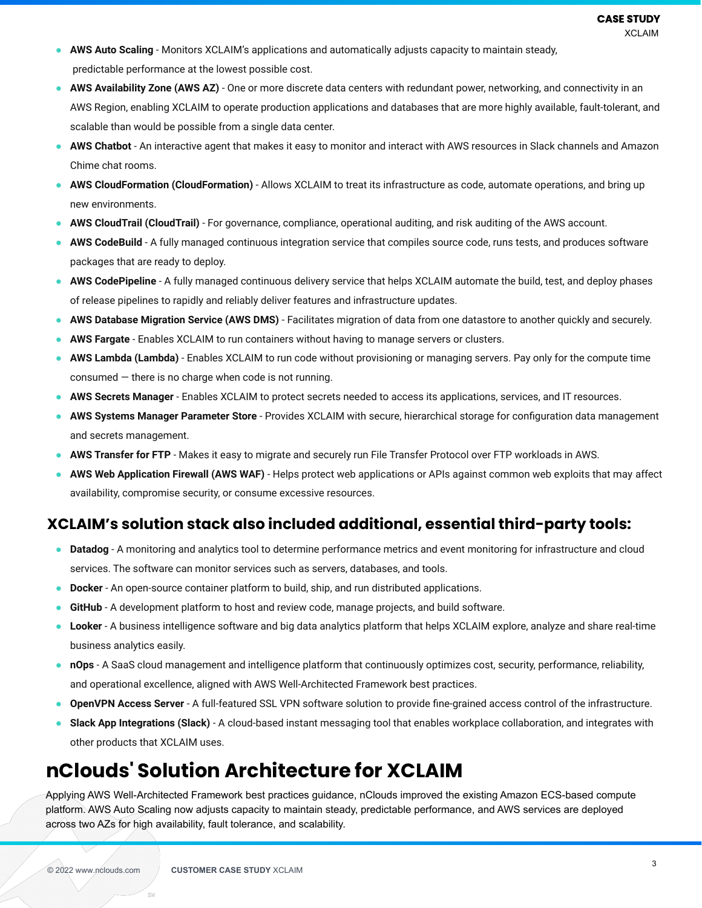- **AWS Auto Scaling** - Monitors XCLAIM's applications and automatically adjusts capacity to maintain steady, predictable performance at the lowest possible cost.
- **AWS Availability Zone (AWS AZ)** - One or more discrete data centers with redundant power, networking, and connectivity in an AWS Region, enabling XCLAIM to operate production applications and databases that are more highly available, fault-tolerant, and scalable than would be possible from a single data center.
- **AWS Chatbot** - An interactive agent that makes it easy to monitor and interact with AWS resources in Slack channels and Amazon Chime chat rooms.
- **AWS CloudFormation (CloudFormation)** - Allows XCLAIM to treat its infrastructure as code, automate operations, and bring up new environments.
- **AWS CloudTrail (CloudTrail)** - For governance, compliance, operational auditing, and risk auditing of the AWS account.
- **AWS CodeBuild** - A fully managed continuous integration service that compiles source code, runs tests, and produces software packages that are ready to deploy.
- **AWS CodePipeline** - A fully managed continuous delivery service that helps XCLAIM automate the build, test, and deploy phases of release pipelines to rapidly and reliably deliver features and infrastructure updates.
- **AWS Database Migration Service (AWS DMS)** - Facilitates migration of data from one datastore to another quickly and securely.
- **AWS Fargate** - Enables XCLAIM to run containers without having to manage servers or clusters.
- **AWS Lambda (Lambda)** - Enables XCLAIM to run code without provisioning or managing servers. Pay only for the compute time consumed — there is no charge when code is not running.
- **AWS Secrets Manager** - Enables XCLAIM to protect secrets needed to access its applications, services, and IT resources.
- **AWS Systems Manager Parameter Store** - Provides XCLAIM with secure, hierarchical storage for configuration data management and secrets management.
- **AWS Transfer for FTP** - Makes it easy to migrate and securely run File Transfer Protocol over FTP workloads in AWS.
- **AWS Web Application Firewall (AWS WAF)** - Helps protect web applications or APIs against common web exploits that may affect availability, compromise security, or consume excessive resources.

### XCLAIM's solution stack also included additional, essential third-party tools:

- **Datadog** - A monitoring and analytics tool to determine performance metrics and event monitoring for infrastructure and cloud services. The software can monitor services such as servers, databases, and tools.
- **Docker** - An open-source container platform to build, ship, and run distributed applications.
- **GitHub** - A development platform to host and review code, manage projects, and build software.
- **Looker** - A business intelligence software and big data analytics platform that helps XCLAIM explore, analyze and share real-time business analytics easily.
- **nOps** - A SaaS cloud management and intelligence platform that continuously optimizes cost, security, performance, reliability, and operational excellence, aligned with AWS Well-Architected Framework best practices.
- **OpenVPN Access Server** - A full-featured SSL VPN software solution to provide fine-grained access control of the infrastructure.
- **Slack App Integrations (Slack)** - A cloud-based instant messaging tool that enables workplace collaboration, and integrates with other products that XCLAIM uses.

## nClouds' Solution Architecture for XCLAIM

Applying AWS Well-Architected Framework best practices guidance, nClouds improved the existing Amazon ECS-based compute platform. AWS Auto Scaling now adjusts capacity to maintain steady, predictable performance, and AWS services are deployed across two AZs for high availability, fault tolerance, and scalability.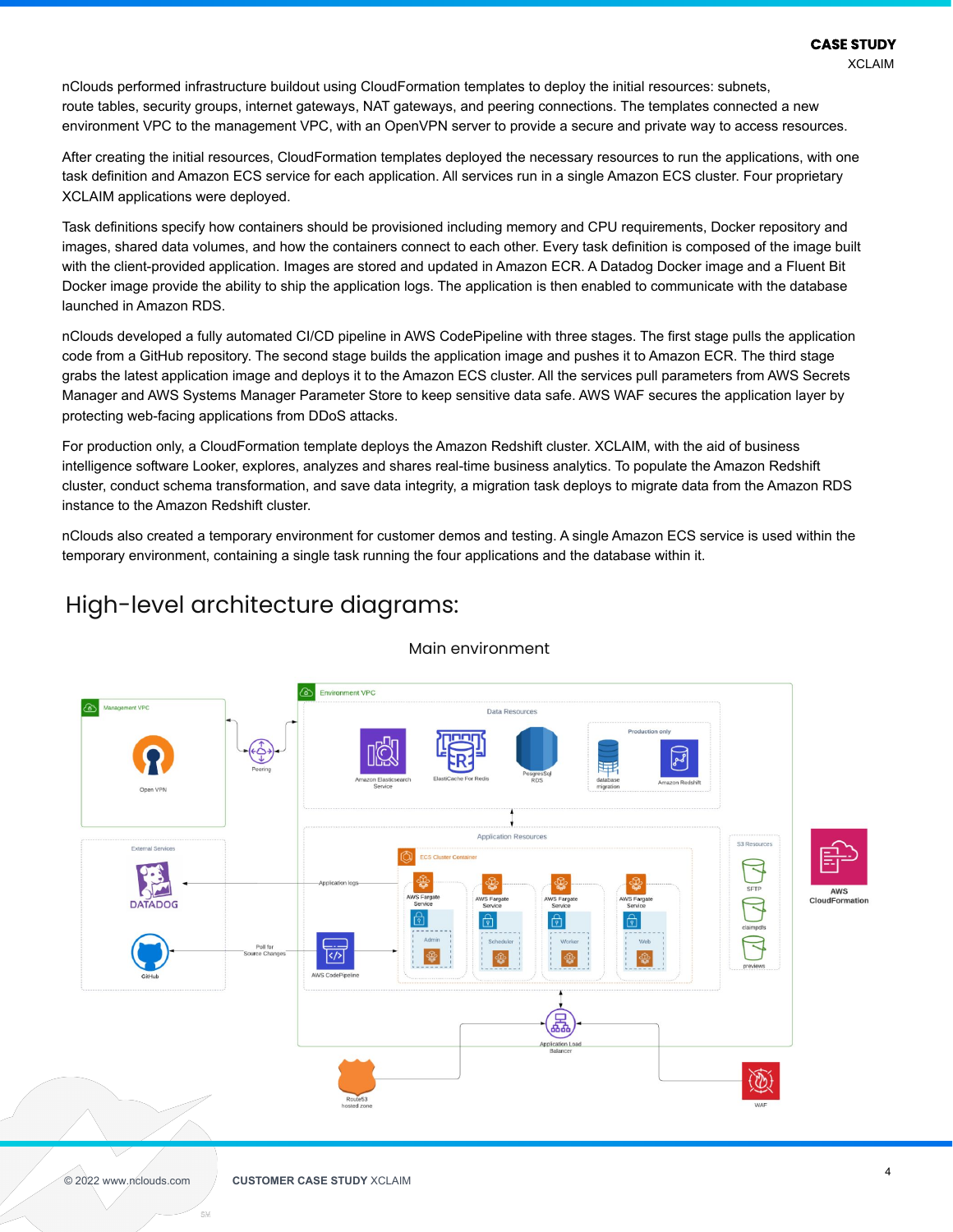nClouds performed infrastructure buildout using CloudFormation templates to deploy the initial resources: subnets, route tables, security groups, internet gateways, NAT gateways, and peering connections. The templates connected a new environment VPC to the management VPC, with an OpenVPN server to provide a secure and private way to access resources.

After creating the initial resources, CloudFormation templates deployed the necessary resources to run the applications, with one task definition and Amazon ECS service for each application. All services run in a single Amazon ECS cluster. Four proprietary XCLAIM applications were deployed.

Task definitions specify how containers should be provisioned including memory and CPU requirements, Docker repository and images, shared data volumes, and how the containers connect to each other. Every task definition is composed of the image built with the client-provided application. Images are stored and updated in Amazon ECR. A Datadog Docker image and a Fluent Bit Docker image provide the ability to ship the application logs. The application is then enabled to communicate with the database launched in Amazon RDS.

nClouds developed a fully automated CI/CD pipeline in AWS CodePipeline with three stages. The first stage pulls the application code from a GitHub repository. The second stage builds the application image and pushes it to Amazon ECR. The third stage grabs the latest application image and deploys it to the Amazon ECS cluster. All the services pull parameters from AWS Secrets Manager and AWS Systems Manager Parameter Store to keep sensitive data safe. AWS WAF secures the application layer by protecting web-facing applications from DDoS attacks.

For production only, a CloudFormation template deploys the Amazon Redshift cluster. XCLAIM, with the aid of business intelligence software Looker, explores, analyzes and shares real-time business analytics. To populate the Amazon Redshift cluster, conduct schema transformation, and save data integrity, a migration task deploys to migrate data from the Amazon RDS instance to the Amazon Redshift cluster.

nClouds also created a temporary environment for customer demos and testing. A single Amazon ECS service is used within the temporary environment, containing a single task running the four applications and the database within it.

## High-level architecture diagrams:

### Main environment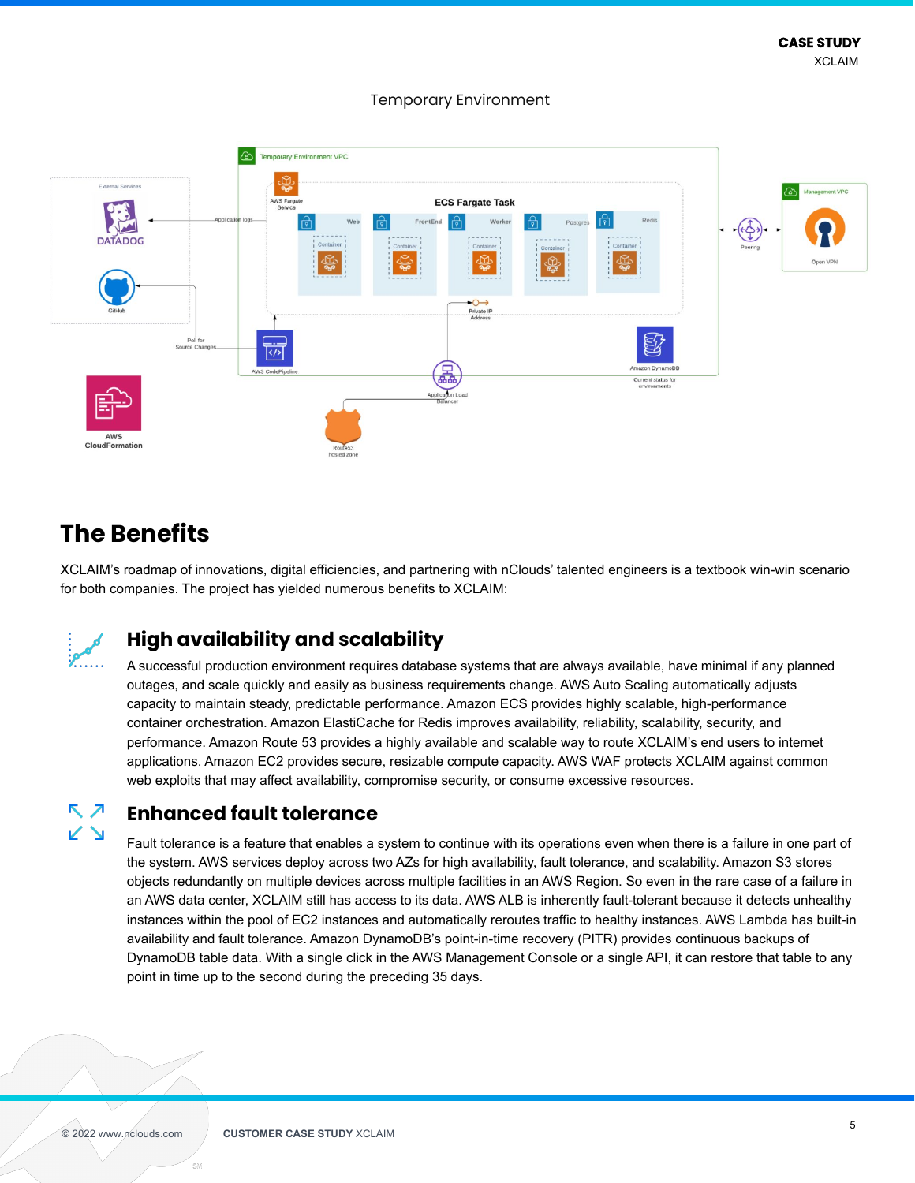Temporary Environment

## The Benefits

XCLAIM's roadmap of innovations, digital efficiencies, and partnering with nClouds' talented engineers is a textbook win-win scenario for both companies. The project has yielded numerous benefits to XCLAIM:

### High availability and scalability

A successful production environment requires database systems that are always available, have minimal if any planned outages, and scale quickly and easily as business requirements change. AWS Auto Scaling automatically adjusts capacity to maintain steady, predictable performance. Amazon ECS provides highly scalable, high-performance container orchestration. Amazon ElastiCache for Redis improves availability, reliability, scalability, security, and performance. Amazon Route 53 provides a highly available and scalable way to route XCLAIM's end users to internet applications. Amazon EC2 provides secure, resizable compute capacity. AWS WAF protects XCLAIM against common web exploits that may affect availability, compromise security, or consume excessive resources.

### Enhanced fault tolerance

Fault tolerance is a feature that enables a system to continue with its operations even when there is a failure in one part of the system. AWS services deploy across two AZs for high availability, fault tolerance, and scalability. Amazon S3 stores objects redundantly on multiple devices across multiple facilities in an AWS Region. So even in the rare case of a failure in an AWS data center, XCLAIM still has access to its data. AWS ALB is inherently fault-tolerant because it detects unhealthy instances within the pool of EC2 instances and automatically reroutes traffic to healthy instances. AWS Lambda has built-in availability and fault tolerance. Amazon DynamoDB's point-in-time recovery (PITR) provides continuous backups of DynamoDB table data. With a single click in the AWS Management Console or a single API, it can restore that table to any point in time up to the second during the preceding 35 days.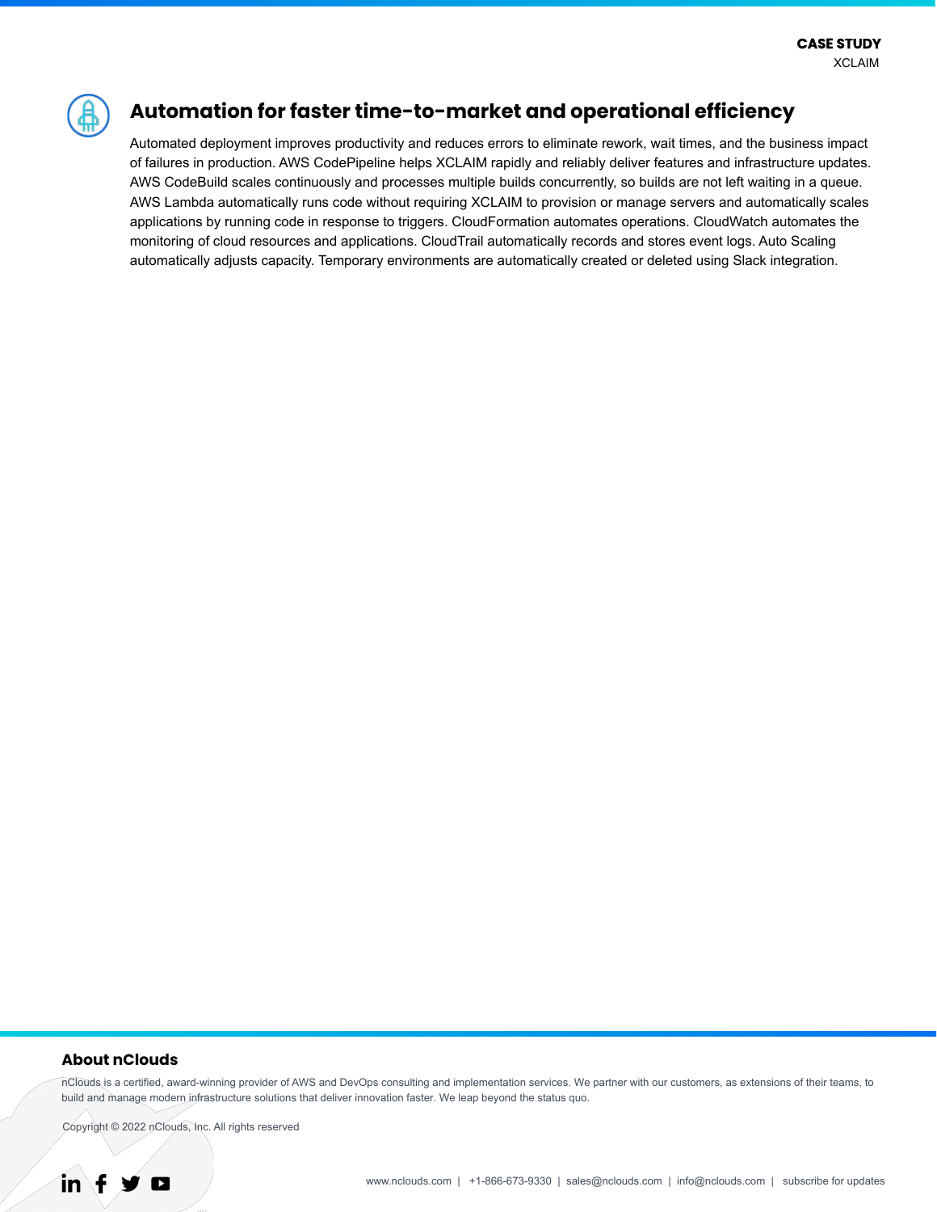## Automation for faster time-to-market and operational efficiency

Automated deployment improves productivity and reduces errors to eliminate rework, wait times, and the business impact of failures in production. AWS CodePipeline helps XCLAIM rapidly and reliably deliver features and infrastructure updates. AWS CodeBuild scales continuously and processes multiple builds concurrently, so builds are not left waiting in a queue. AWS Lambda automatically runs code without requiring XCLAIM to provision or manage servers and automatically scales applications by running code in response to triggers. CloudFormation automates operations. CloudWatch automates the monitoring of cloud resources and applications. CloudTrail automatically records and stores event logs. Auto Scaling automatically adjusts capacity. Temporary environments are automatically created or deleted using Slack integration.

## About nClouds

nClouds is a certified, award-winning provider of AWS and DevOps consulting and implementation services. We partner with our customers, as extensions of their teams, to build and manage modern infrastructure solutions that deliver innovation faster. We leap beyond the status quo.

Copyright © 2022 nClouds, Inc. All rights reserved

www.nclouds.com | +1-866-673-9330 | sales@nclouds.com | info@nclouds.com | subscribe for updates